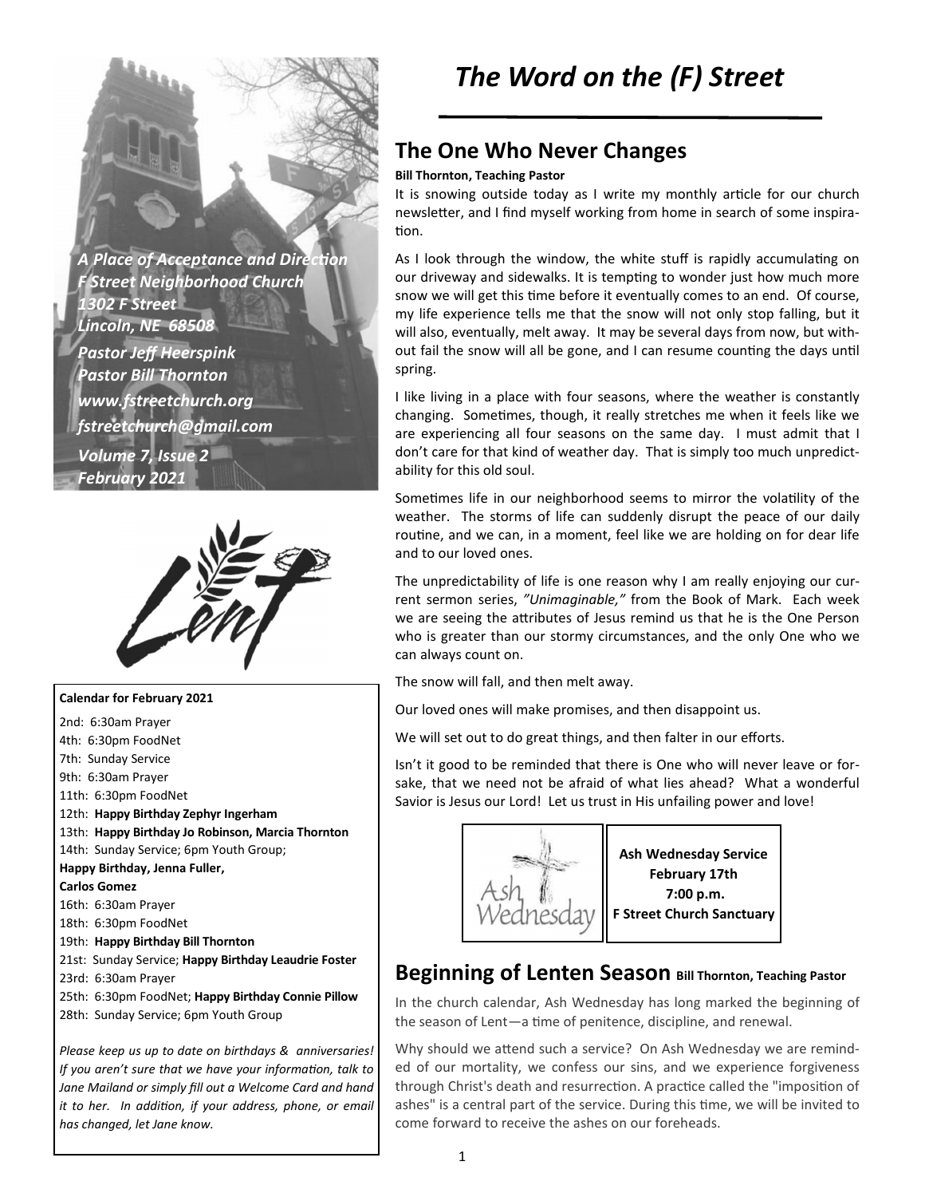*A Place of Acceptance and Direction*
*F Street Neighborhood Church*
*1302 F Street*
*Lincoln, NE 68508*
*Pastor Jeff Heerspink*
*Pastor Bill Thornton*
*www.fstreetchurch.org*
*fstreetchurch@gmail.com*
*Volume 7, Issue 2*
*February 2021*

**Calendar for February 2021**

2nd: 6:30am Prayer
4th: 6:30pm FoodNet
7th: Sunday Service
9th: 6:30am Prayer
11th: 6:30pm FoodNet
12th: **Happy Birthday Zephyr Ingerham**
13th: **Happy Birthday Jo Robinson, Marcia Thornton**
14th: Sunday Service; 6pm Youth Group;
**Happy Birthday, Jenna Fuller, Carlos Gomez**
16th: 6:30am Prayer
18th: 6:30pm FoodNet
19th: **Happy Birthday Bill Thornton**
21st: Sunday Service; **Happy Birthday Leaudrie Foster**
23rd: 6:30am Prayer
25th: 6:30pm FoodNet; **Happy Birthday Connie Pillow**
28th: Sunday Service; 6pm Youth Group

*Please keep us up to date on birthdays & anniversaries! If you aren't sure that we have your information, talk to Jane Mailand or simply fill out a Welcome Card and hand it to her. In addition, if your address, phone, or email has changed, let Jane know.*

# *The Word on the (F) Street*

## The One Who Never Changes

**Bill Thornton, Teaching Pastor**

It is snowing outside today as I write my monthly article for our church newsletter, and I find myself working from home in search of some inspiration.

As I look through the window, the white stuff is rapidly accumulating on our driveway and sidewalks. It is tempting to wonder just how much more snow we will get this time before it eventually comes to an end. Of course, my life experience tells me that the snow will not only stop falling, but it will also, eventually, melt away. It may be several days from now, but without fail the snow will all be gone, and I can resume counting the days until spring.

I like living in a place with four seasons, where the weather is constantly changing. Sometimes, though, it really stretches me when it feels like we are experiencing all four seasons on the same day. I must admit that I don't care for that kind of weather day. That is simply too much unpredictability for this old soul.

Sometimes life in our neighborhood seems to mirror the volatility of the weather. The storms of life can suddenly disrupt the peace of our daily routine, and we can, in a moment, feel like we are holding on for dear life and to our loved ones.

The unpredictability of life is one reason why I am really enjoying our current sermon series, *"Unimaginable,"* from the Book of Mark. Each week we are seeing the attributes of Jesus remind us that he is the One Person who is greater than our stormy circumstances, and the only One who we can always count on.

The snow will fall, and then melt away.

Our loved ones will make promises, and then disappoint us.

We will set out to do great things, and then falter in our efforts.

Isn't it good to be reminded that there is One who will never leave or forsake, that we need not be afraid of what lies ahead? What a wonderful Savior is Jesus our Lord! Let us trust in His unfailing power and love!

Ash Wednesday

**Ash Wednesday Service**
**February 17th**
**7:00 p.m.**
**F Street Church Sanctuary**

## Beginning of Lenten Season **Bill Thornton, Teaching Pastor**

In the church calendar, Ash Wednesday has long marked the beginning of the season of Lent—a time of penitence, discipline, and renewal.

Why should we attend such a service? On Ash Wednesday we are reminded of our mortality, we confess our sins, and we experience forgiveness through Christ's death and resurrection. A practice called the "imposition of ashes" is a central part of the service. During this time, we will be invited to come forward to receive the ashes on our foreheads.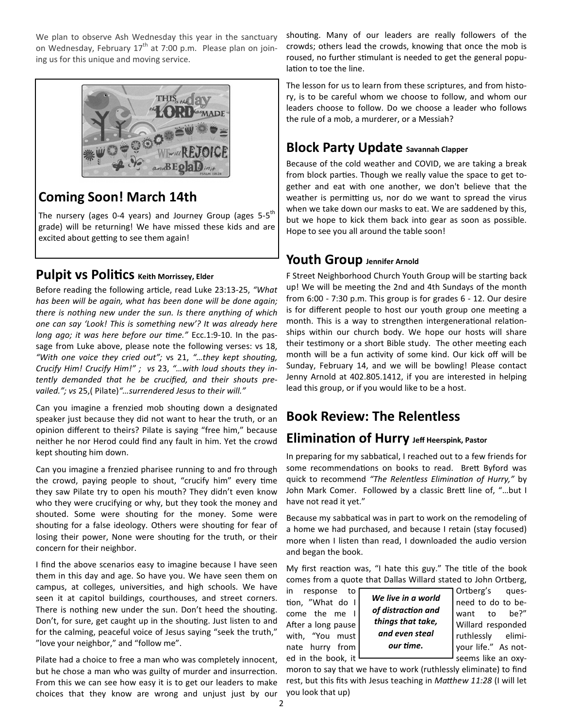We plan to observe Ash Wednesday this year in the sanctuary on Wednesday, February 17th at 7:00 p.m. Please plan on joining us for this unique and moving service.

## Coming Soon! March 14th

The nursery (ages 0-4 years) and Journey Group (ages 5-5th grade) will be returning! We have missed these kids and are excited about getting to see them again!

## Pulpit vs Politics Keith Morrissey, Elder

Before reading the following article, read Luke 23:13-25, *"What has been will be again, what has been done will be done again; there is nothing new under the sun. Is there anything of which one can say 'Look! This is something new'? It was already here long ago; it was here before our time."* Ecc.1:9-10. In the passage from Luke above, please note the following verses: vs 18, *"With one voice they cried out";* vs 21, *"…they kept shouting, Crucify Him! Crucify Him!" ; vs* 23, *"…with loud shouts they intently demanded that he be crucified, and their shouts prevailed."; vs* 25,( Pilate)*"…surrendered Jesus to their will."*

Can you imagine a frenzied mob shouting down a designated speaker just because they did not want to hear the truth, or an opinion different to theirs? Pilate is saying "free him," because neither he nor Herod could find any fault in him. Yet the crowd kept shouting him down.

Can you imagine a frenzied pharisee running to and fro through the crowd, paying people to shout, "crucify him" every time they saw Pilate try to open his mouth? They didn't even know who they were crucifying or why, but they took the money and shouted. Some were shouting for the money. Some were shouting for a false ideology. Others were shouting for fear of losing their power, None were shouting for the truth, or their concern for their neighbor.

I find the above scenarios easy to imagine because I have seen them in this day and age. So have you. We have seen them on campus, at colleges, universities, and high schools. We have seen it at capitol buildings, courthouses, and street corners. There is nothing new under the sun. Don't heed the shouting. Don't, for sure, get caught up in the shouting. Just listen to and for the calming, peaceful voice of Jesus saying "seek the truth," "love your neighbor," and "follow me".

Pilate had a choice to free a man who was completely innocent, but he chose a man who was guilty of murder and insurrection. From this we can see how easy it is to get our leaders to make choices that they know are wrong and unjust just by our shouting. Many of our leaders are really followers of the crowds; others lead the crowds, knowing that once the mob is roused, no further stimulant is needed to get the general population to toe the line.

The lesson for us to learn from these scriptures, and from history, is to be careful whom we choose to follow, and whom our leaders choose to follow. Do we choose a leader who follows the rule of a mob, a murderer, or a Messiah?

## Block Party Update Savannah Clapper

Because of the cold weather and COVID, we are taking a break from block parties. Though we really value the space to get together and eat with one another, we don't believe that the weather is permitting us, nor do we want to spread the virus when we take down our masks to eat. We are saddened by this, but we hope to kick them back into gear as soon as possible. Hope to see you all around the table soon!

## Youth Group Jennifer Arnold

F Street Neighborhood Church Youth Group will be starting back up! We will be meeting the 2nd and 4th Sundays of the month from 6:00 - 7:30 p.m. This group is for grades 6 - 12. Our desire is for different people to host our youth group one meeting a month. This is a way to strengthen intergenerational relationships within our church body. We hope our hosts will share their testimony or a short Bible study. The other meeting each month will be a fun activity of some kind. Our kick off will be Sunday, February 14, and we will be bowling! Please contact Jenny Arnold at 402.805.1412, if you are interested in helping lead this group, or if you would like to be a host.

## Book Review: The Relentless Elimination of Hurry Jeff Heerspink, Pastor

In preparing for my sabbatical, I reached out to a few friends for some recommendations on books to read. Brett Byford was quick to recommend *"The Relentless Elimination of Hurry,"* by John Mark Comer. Followed by a classic Brett line of, "…but I have not read it yet."

Because my sabbatical was in part to work on the remodeling of a home we had purchased, and because I retain (stay focused) more when I listen than read, I downloaded the audio version and began the book.

My first reaction was, "I hate this guy." The title of the book comes from a quote that Dallas Willard stated to John Ortberg, in response to Ortberg's question, "What do I need to do to become the me I want to be?" After a long pause Willard responded with, "You must ruthlessly eliminate hurry from your life." As noted in the book, it seems like an oxymoron to say that we have to work (ruthlessly eliminate) to find rest, but this fits with Jesus teaching in *Matthew 11:28* (I will let you look that up)

***We live in a world of distraction and things that take, and even steal our time.***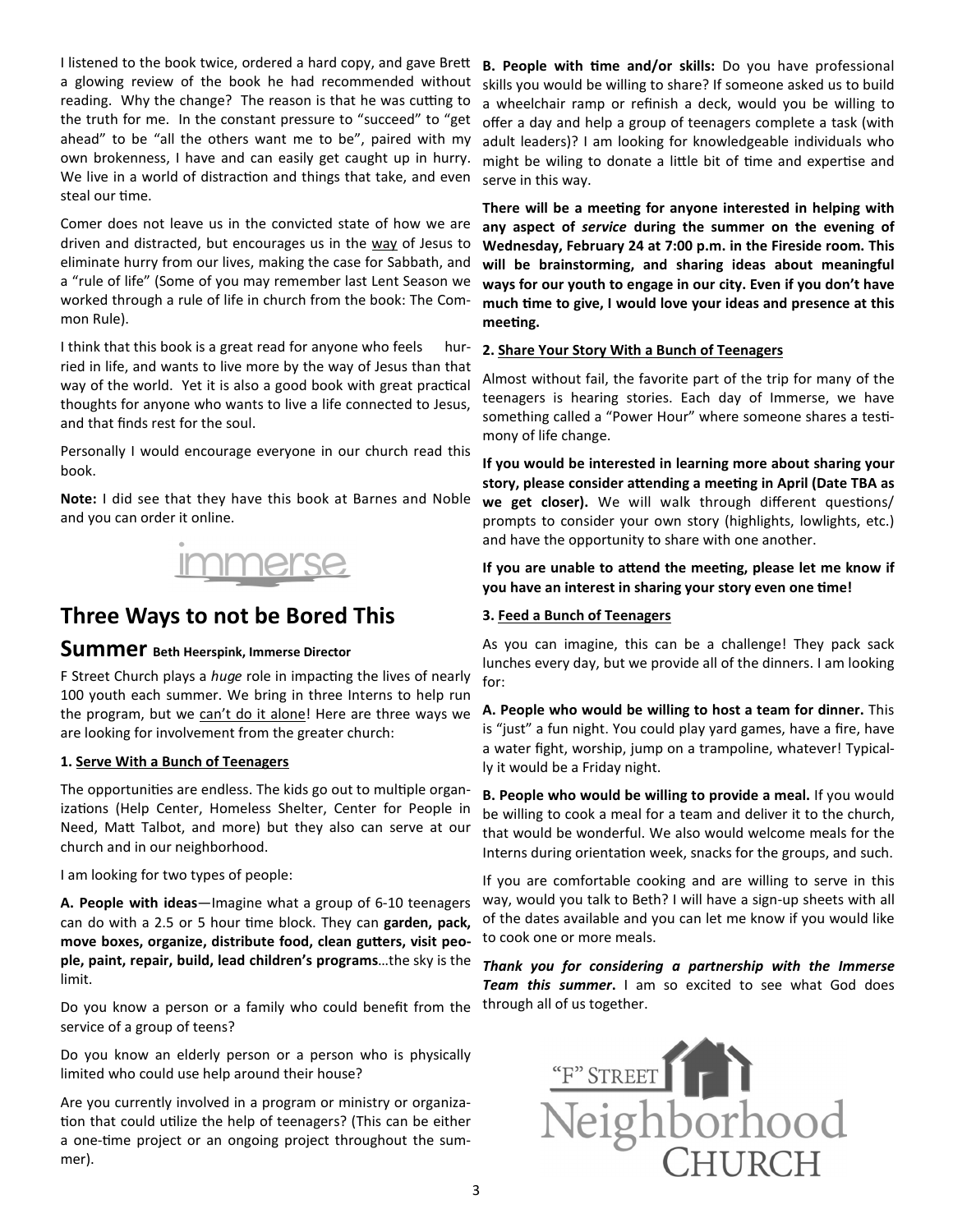I listened to the book twice, ordered a hard copy, and gave Brett a glowing review of the book he had recommended without reading. Why the change? The reason is that he was cutting to the truth for me. In the constant pressure to "succeed" to "get ahead" to be "all the others want me to be", paired with my own brokenness, I have and can easily get caught up in hurry. We live in a world of distraction and things that take, and even steal our time.

Comer does not leave us in the convicted state of how we are driven and distracted, but encourages us in the way of Jesus to eliminate hurry from our lives, making the case for Sabbath, and a "rule of life" (Some of you may remember last Lent Season we worked through a rule of life in church from the book: The Common Rule).

I think that this book is a great read for anyone who feels hurried in life, and wants to live more by the way of Jesus than that way of the world. Yet it is also a good book with great practical thoughts for anyone who wants to live a life connected to Jesus, and that finds rest for the soul.

Personally I would encourage everyone in our church read this book.

**Note:** I did see that they have this book at Barnes and Noble and you can order it online.

immerse

## Three Ways to not be Bored This Summer

**Beth Heerspink, Immerse Director**

F Street Church plays a *huge* role in impacting the lives of nearly 100 youth each summer. We bring in three Interns to help run the program, but we can't do it alone! Here are three ways we are looking for involvement from the greater church:

**1. Serve With a Bunch of Teenagers**

The opportunities are endless. The kids go out to multiple organizations (Help Center, Homeless Shelter, Center for People in Need, Matt Talbot, and more) but they also can serve at our church and in our neighborhood.

I am looking for two types of people:

**A. People with ideas**—Imagine what a group of 6-10 teenagers can do with a 2.5 or 5 hour time block. They can **garden, pack, move boxes, organize, distribute food, clean gutters, visit people, paint, repair, build, lead children's programs**…the sky is the limit.

Do you know a person or a family who could benefit from the service of a group of teens?

Do you know an elderly person or a person who is physically limited who could use help around their house?

Are you currently involved in a program or ministry or organization that could utilize the help of teenagers? (This can be either a one-time project or an ongoing project throughout the summer).

**B. People with time and/or skills:** Do you have professional skills you would be willing to share? If someone asked us to build a wheelchair ramp or refinish a deck, would you be willing to offer a day and help a group of teenagers complete a task (with adult leaders)? I am looking for knowledgeable individuals who might be wiling to donate a little bit of time and expertise and serve in this way.

**There will be a meeting for anyone interested in helping with any aspect of *service* during the summer on the evening of Wednesday, February 24 at 7:00 p.m. in the Fireside room. This will be brainstorming, and sharing ideas about meaningful ways for our youth to engage in our city. Even if you don't have much time to give, I would love your ideas and presence at this meeting.**

**2. Share Your Story With a Bunch of Teenagers**

Almost without fail, the favorite part of the trip for many of the teenagers is hearing stories. Each day of Immerse, we have something called a "Power Hour" where someone shares a testimony of life change.

**If you would be interested in learning more about sharing your story, please consider attending a meeting in April (Date TBA as we get closer).** We will walk through different questions/prompts to consider your own story (highlights, lowlights, etc.) and have the opportunity to share with one another.

**If you are unable to attend the meeting, please let me know if you have an interest in sharing your story even one time!**

**3. Feed a Bunch of Teenagers**

As you can imagine, this can be a challenge! They pack sack lunches every day, but we provide all of the dinners. I am looking for:

**A. People who would be willing to host a team for dinner.** This is "just" a fun night. You could play yard games, have a fire, have a water fight, worship, jump on a trampoline, whatever! Typically it would be a Friday night.

**B. People who would be willing to provide a meal.** If you would be willing to cook a meal for a team and deliver it to the church, that would be wonderful. We also would welcome meals for the Interns during orientation week, snacks for the groups, and such.

If you are comfortable cooking and are willing to serve in this way, would you talk to Beth? I will have a sign-up sheets with all of the dates available and you can let me know if you would like to cook one or more meals.

***Thank you for considering a partnership with the Immerse Team this summer.*** I am so excited to see what God does through all of us together.

"F" Street Neighborhood Church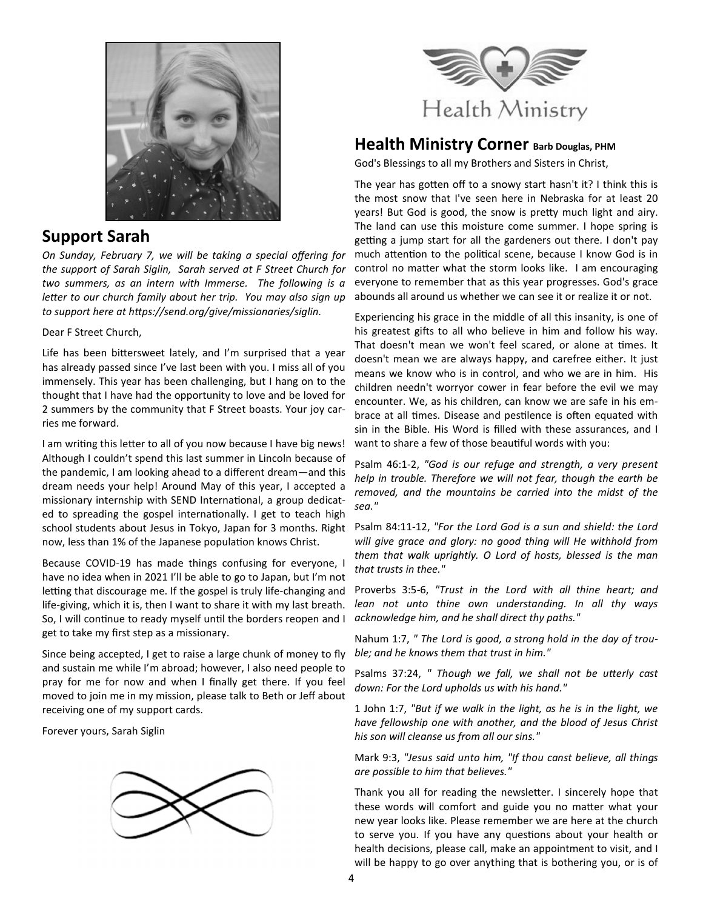## Support Sarah

*On Sunday, February 7, we will be taking a special offering for the support of Sarah Siglin, Sarah served at F Street Church for two summers, as an intern with Immerse. The following is a letter to our church family about her trip. You may also sign up to support here at https://send.org/give/missionaries/siglin.*

Dear F Street Church,

Life has been bittersweet lately, and I'm surprised that a year has already passed since I've last been with you. I miss all of you immensely. This year has been challenging, but I hang on to the thought that I have had the opportunity to love and be loved for 2 summers by the community that F Street boasts. Your joy carries me forward.

I am writing this letter to all of you now because I have big news! Although I couldn't spend this last summer in Lincoln because of the pandemic, I am looking ahead to a different dream—and this dream needs your help! Around May of this year, I accepted a missionary internship with SEND International, a group dedicated to spreading the gospel internationally. I get to teach high school students about Jesus in Tokyo, Japan for 3 months. Right now, less than 1% of the Japanese population knows Christ.

Because COVID-19 has made things confusing for everyone, I have no idea when in 2021 I'll be able to go to Japan, but I'm not letting that discourage me. If the gospel is truly life-changing and life-giving, which it is, then I want to share it with my last breath. So, I will continue to ready myself until the borders reopen and I get to take my first step as a missionary.

Since being accepted, I get to raise a large chunk of money to fly and sustain me while I'm abroad; however, I also need people to pray for me for now and when I finally get there. If you feel moved to join me in my mission, please talk to Beth or Jeff about receiving one of my support cards.

Forever yours, Sarah Siglin

Health Ministry

## Health Ministry Corner **Barb Douglas, PHM**

God's Blessings to all my Brothers and Sisters in Christ,

The year has gotten off to a snowy start hasn't it? I think this is the most snow that I've seen here in Nebraska for at least 20 years! But God is good, the snow is pretty much light and airy. The land can use this moisture come summer. I hope spring is getting a jump start for all the gardeners out there. I don't pay much attention to the political scene, because I know God is in control no matter what the storm looks like. I am encouraging everyone to remember that as this year progresses. God's grace abounds all around us whether we can see it or realize it or not.

Experiencing his grace in the middle of all this insanity, is one of his greatest gifts to all who believe in him and follow his way. That doesn't mean we won't feel scared, or alone at times. It doesn't mean we are always happy, and carefree either. It just means we know who is in control, and who we are in him. His children needn't worryor cower in fear before the evil we may encounter. We, as his children, can know we are safe in his embrace at all times. Disease and pestilence is often equated with sin in the Bible. His Word is filled with these assurances, and I want to share a few of those beautiful words with you:

Psalm 46:1-2, *"God is our refuge and strength, a very present help in trouble. Therefore we will not fear, though the earth be removed, and the mountains be carried into the midst of the sea."*

Psalm 84:11-12, *"For the Lord God is a sun and shield: the Lord will give grace and glory: no good thing will He withhold from them that walk uprightly. O Lord of hosts, blessed is the man that trusts in thee."*

Proverbs 3:5-6, *"Trust in the Lord with all thine heart; and lean not unto thine own understanding. In all thy ways acknowledge him, and he shall direct thy paths."*

Nahum 1:7, *" The Lord is good, a strong hold in the day of trouble; and he knows them that trust in him."*

Psalms 37:24, *" Though we fall, we shall not be utterly cast down: For the Lord upholds us with his hand."*

1 John 1:7, *"But if we walk in the light, as he is in the light, we have fellowship one with another, and the blood of Jesus Christ his son will cleanse us from all our sins."*

Mark 9:3, *"Jesus said unto him, "If thou canst believe, all things are possible to him that believes."*

Thank you all for reading the newsletter. I sincerely hope that these words will comfort and guide you no matter what your new year looks like. Please remember we are here at the church to serve you. If you have any questions about your health or health decisions, please call, make an appointment to visit, and I will be happy to go over anything that is bothering you, or is of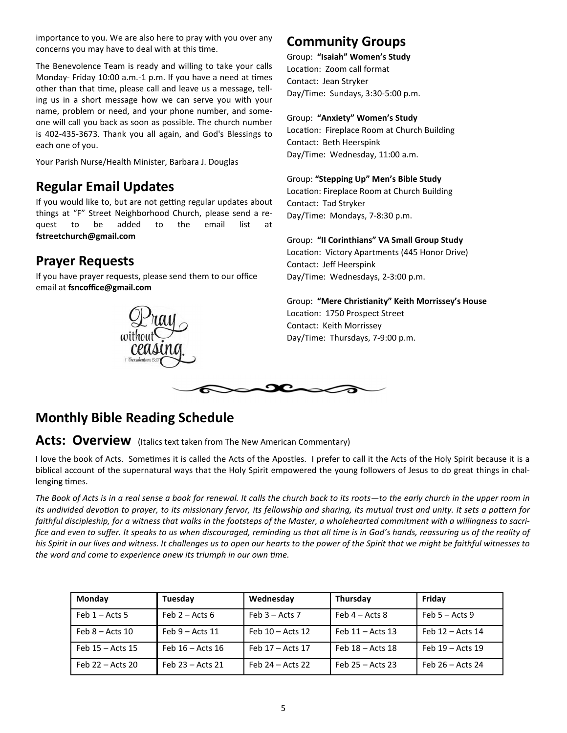importance to you. We are also here to pray with you over any concerns you may have to deal with at this time.

The Benevolence Team is ready and willing to take your calls Monday- Friday 10:00 a.m.-1 p.m. If you have a need at times other than that time, please call and leave us a message, telling us in a short message how we can serve you with your name, problem or need, and your phone number, and someone will call you back as soon as possible. The church number is 402-435-3673. Thank you all again, and God's Blessings to each one of you.

Your Parish Nurse/Health Minister, Barbara J. Douglas

## Regular Email Updates

If you would like to, but are not getting regular updates about things at "F" Street Neighborhood Church, please send a request to be added to the email list at **fstreetchurch@gmail.com**

## Prayer Requests

If you have prayer requests, please send them to our office email at **fsncoffice@gmail.com**

Pray without ceasing.
1 Thessalonians 5:17

## Community Groups

Group: **"Isaiah" Women's Study**
Location: Zoom call format
Contact: Jean Stryker
Day/Time: Sundays, 3:30-5:00 p.m.

Group: **"Anxiety" Women's Study**
Location: Fireplace Room at Church Building
Contact: Beth Heerspink
Day/Time: Wednesday, 11:00 a.m.

Group: **"Stepping Up" Men's Bible Study**
Location: Fireplace Room at Church Building
Contact: Tad Stryker
Day/Time: Mondays, 7-8:30 p.m.

Group: **"II Corinthians" VA Small Group Study**
Location: Victory Apartments (445 Honor Drive)
Contact: Jeff Heerspink
Day/Time: Wednesdays, 2-3:00 p.m.

Group: **"Mere Christianity" Keith Morrissey's House**
Location: 1750 Prospect Street
Contact: Keith Morrissey
Day/Time: Thursdays, 7-9:00 p.m.

## Monthly Bible Reading Schedule

### Acts: Overview (Italics text taken from The New American Commentary)

I love the book of Acts. Sometimes it is called the Acts of the Apostles. I prefer to call it the Acts of the Holy Spirit because it is a biblical account of the supernatural ways that the Holy Spirit empowered the young followers of Jesus to do great things in challenging times.

*The Book of Acts is in a real sense a book for renewal. It calls the church back to its roots—to the early church in the upper room in its undivided devotion to prayer, to its missionary fervor, its fellowship and sharing, its mutual trust and unity. It sets a pattern for faithful discipleship, for a witness that walks in the footsteps of the Master, a wholehearted commitment with a willingness to sacrifice and even to suffer. It speaks to us when discouraged, reminding us that all time is in God's hands, reassuring us of the reality of his Spirit in our lives and witness. It challenges us to open our hearts to the power of the Spirit that we might be faithful witnesses to the word and come to experience anew its triumph in our own time.*

| Monday | Tuesday | Wednesday | Thursday | Friday |
|---|---|---|---|---|
| Feb 1 – Acts 5 | Feb 2 – Acts 6 | Feb 3 – Acts 7 | Feb 4 – Acts 8 | Feb 5 – Acts 9 |
| Feb 8 – Acts 10 | Feb 9 – Acts 11 | Feb 10 – Acts 12 | Feb 11 – Acts 13 | Feb 12 – Acts 14 |
| Feb 15 – Acts 15 | Feb 16 – Acts 16 | Feb 17 – Acts 17 | Feb 18 – Acts 18 | Feb 19 – Acts 19 |
| Feb 22 – Acts 20 | Feb 23 – Acts 21 | Feb 24 – Acts 22 | Feb 25 – Acts 23 | Feb 26 – Acts 24 |